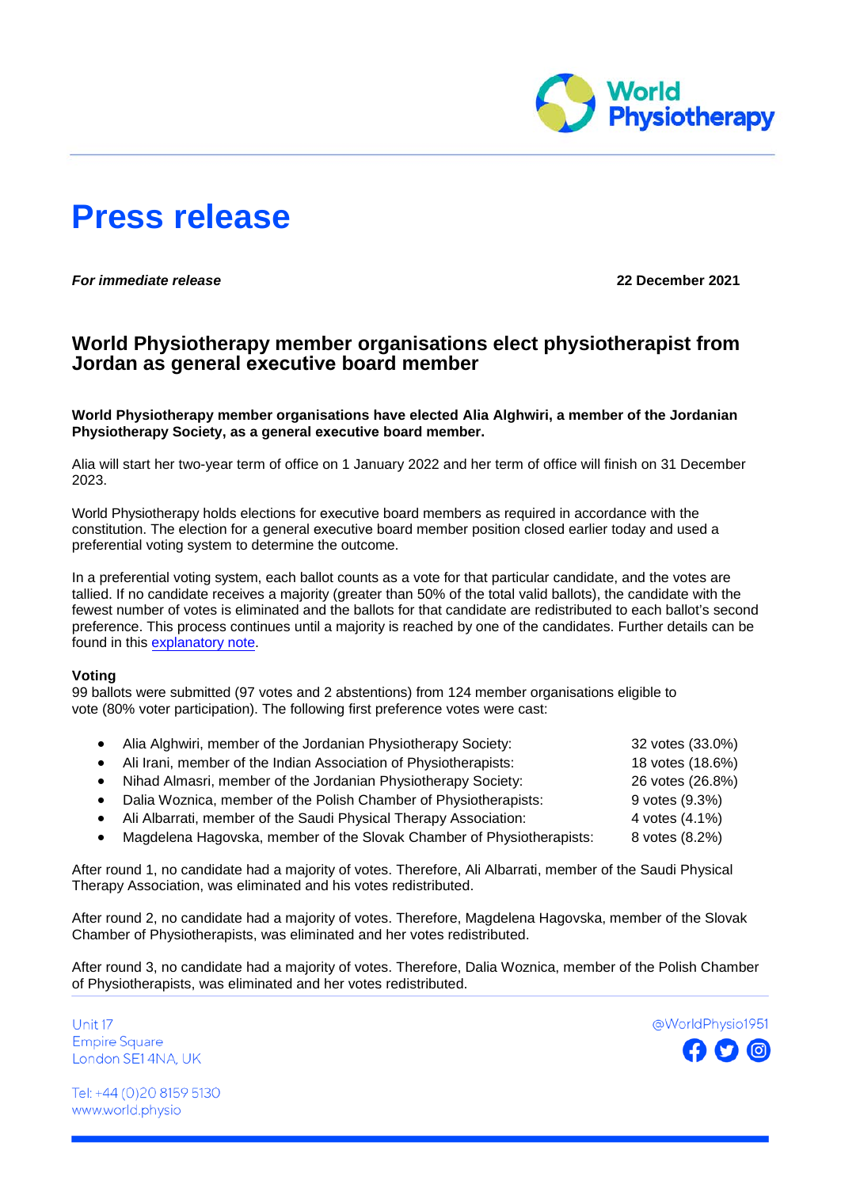# Press release

***For immediate release*** **22 December 2021**

## World Physiotherapy member organisations elect physiotherapist from Jordan as general executive board member

**World Physiotherapy member organisations have elected Alia Alghwiri, a member of the Jordanian Physiotherapy Society, as a general executive board member.**

Alia will start her two-year term of office on 1 January 2022 and her term of office will finish on 31 December 2023.

World Physiotherapy holds elections for executive board members as required in accordance with the constitution. The election for a general executive board member position closed earlier today and used a preferential voting system to determine the outcome.

In a preferential voting system, each ballot counts as a vote for that particular candidate, and the votes are tallied. If no candidate receives a majority (greater than 50% of the total valid ballots), the candidate with the fewest number of votes is eliminated and the ballots for that candidate are redistributed to each ballot's second preference. This process continues until a majority is reached by one of the candidates. Further details can be found in this explanatory note.

**Voting**
99 ballots were submitted (97 votes and 2 abstentions) from 124 member organisations eligible to vote (80% voter participation). The following first preference votes were cast:

- Alia Alghwiri, member of the Jordanian Physiotherapy Society: 32 votes (33.0%)
- Ali Irani, member of the Indian Association of Physiotherapists: 18 votes (18.6%)
- Nihad Almasri, member of the Jordanian Physiotherapy Society: 26 votes (26.8%)
- Dalia Woznica, member of the Polish Chamber of Physiotherapists: 9 votes (9.3%)
- Ali Albarrati, member of the Saudi Physical Therapy Association: 4 votes (4.1%)
- Magdelena Hagovska, member of the Slovak Chamber of Physiotherapists: 8 votes (8.2%)

After round 1, no candidate had a majority of votes. Therefore, Ali Albarrati, member of the Saudi Physical Therapy Association, was eliminated and his votes redistributed.

After round 2, no candidate had a majority of votes. Therefore, Magdelena Hagovska, member of the Slovak Chamber of Physiotherapists, was eliminated and her votes redistributed.

After round 3, no candidate had a majority of votes. Therefore, Dalia Woznica, member of the Polish Chamber of Physiotherapists, was eliminated and her votes redistributed.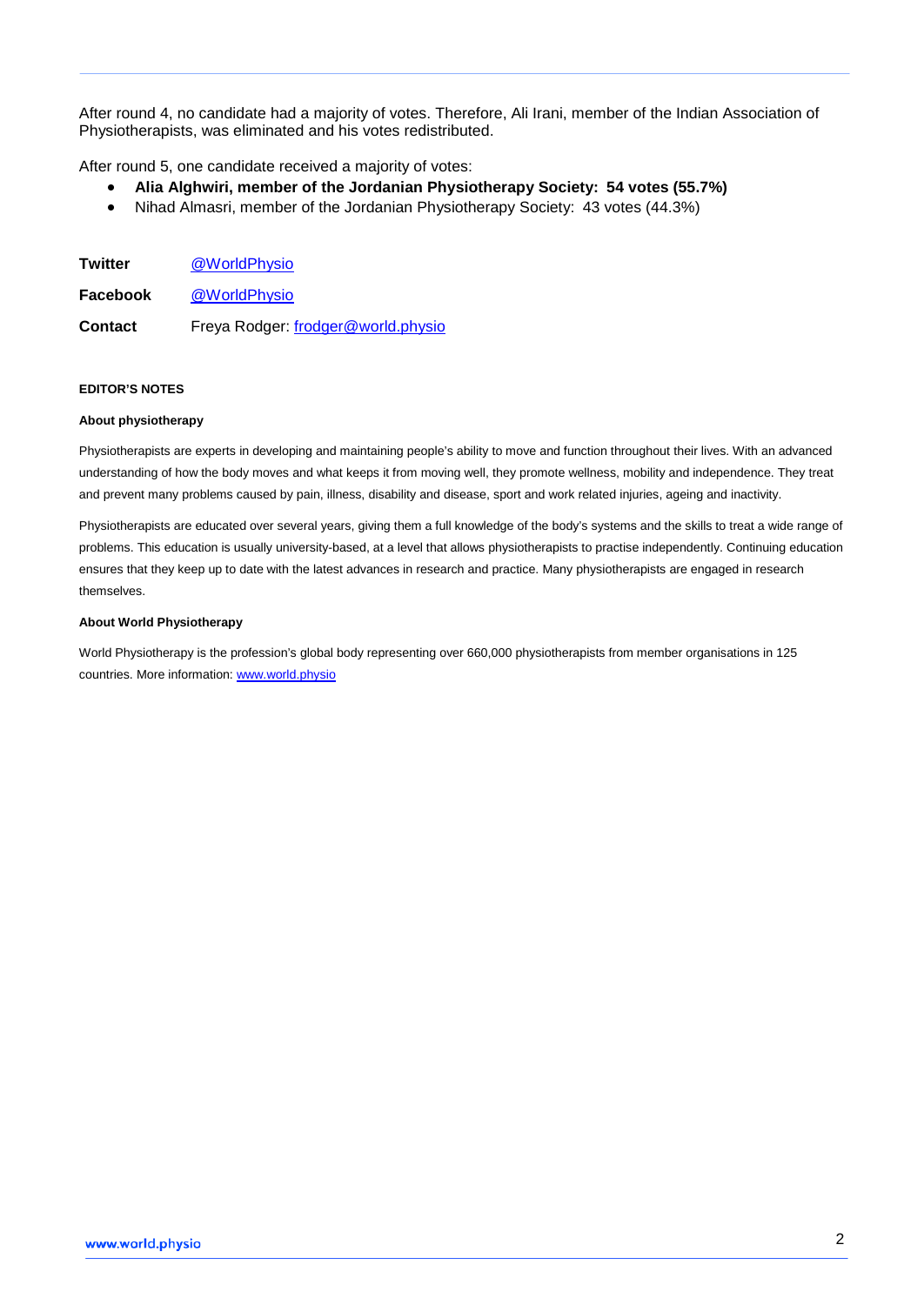After round 4, no candidate had a majority of votes. Therefore, Ali Irani, member of the Indian Association of Physiotherapists, was eliminated and his votes redistributed.

After round 5, one candidate received a majority of votes:

- **Alia Alghwiri, member of the Jordanian Physiotherapy Society: 54 votes (55.7%)**
- Nihad Almasri, member of the Jordanian Physiotherapy Society: 43 votes (44.3%)

| | |
|---|---|
| **Twitter** | @WorldPhysio |
| **Facebook** | @WorldPhysio |
| **Contact** | Freya Rodger: frodger@world.physio |

#### EDITOR'S NOTES

##### About physiotherapy

Physiotherapists are experts in developing and maintaining people's ability to move and function throughout their lives. With an advanced understanding of how the body moves and what keeps it from moving well, they promote wellness, mobility and independence. They treat and prevent many problems caused by pain, illness, disability and disease, sport and work related injuries, ageing and inactivity.

Physiotherapists are educated over several years, giving them a full knowledge of the body's systems and the skills to treat a wide range of problems. This education is usually university-based, at a level that allows physiotherapists to practise independently. Continuing education ensures that they keep up to date with the latest advances in research and practice. Many physiotherapists are engaged in research themselves.

##### About World Physiotherapy

World Physiotherapy is the profession's global body representing over 660,000 physiotherapists from member organisations in 125 countries. More information: www.world.physio